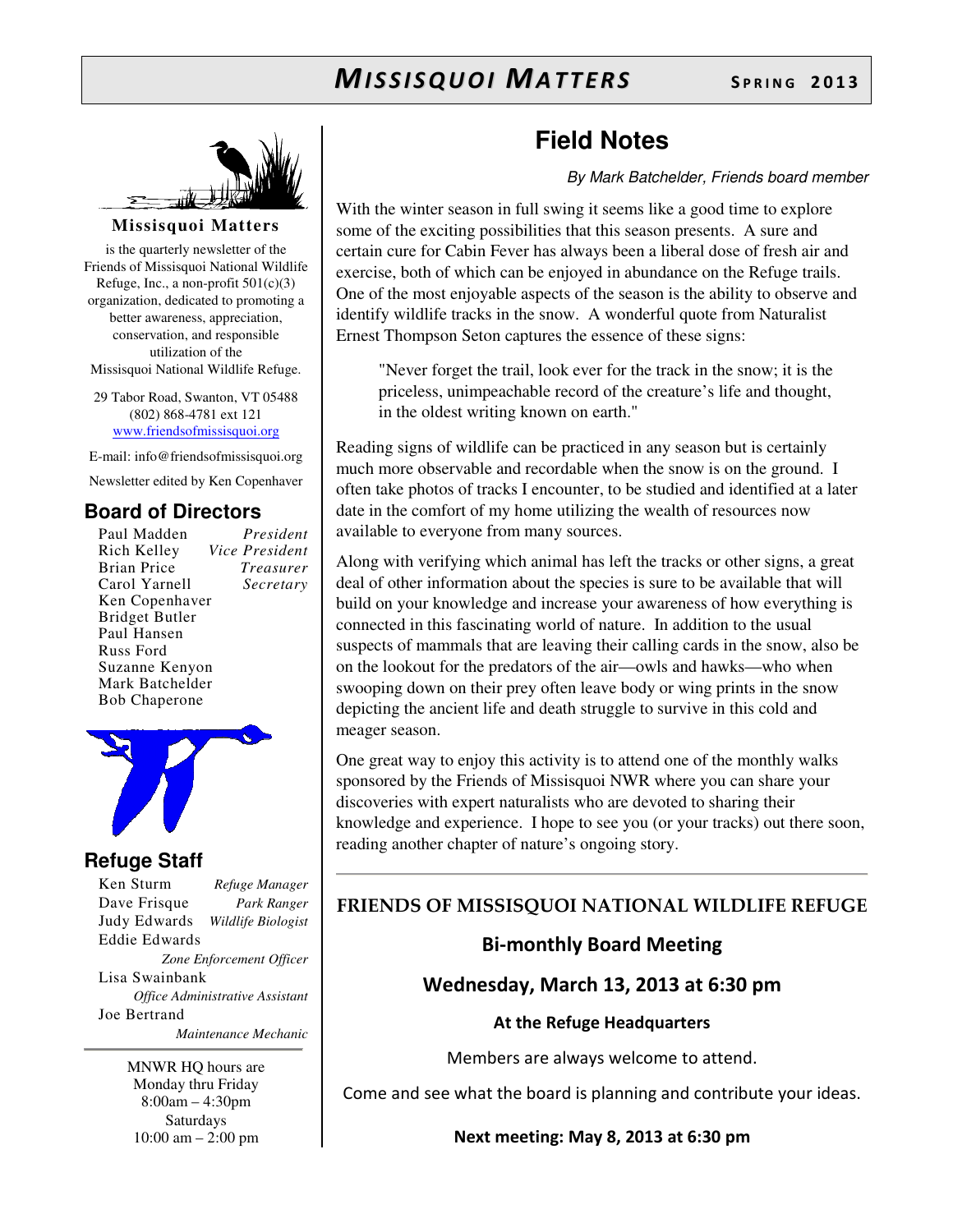# MISSISQUOI MATTERS

**SPRING 2013**

**Missisquoi Matters**

is the quarterly newsletter of the Friends of Missisquoi National Wildlife Refuge, Inc., a non-profit 501(c)(3) organization, dedicated to promoting a better awareness, appreciation, conservation, and responsible utilization of the Missisquoi National Wildlife Refuge.

29 Tabor Road, Swanton, VT 05488
(802) 868-4781 ext 121
www.friendsofmissisquoi.org

E-mail: info@friendsofmissisquoi.org

Newsletter edited by Ken Copenhaver

## Board of Directors

Paul Madden *President*
Rich Kelley *Vice President*
Brian Price *Treasurer*
Carol Yarnell *Secretary*
Ken Copenhaver
Bridget Butler
Paul Hansen
Russ Ford
Suzanne Kenyon
Mark Batchelder
Bob Chaperone

## Refuge Staff

Ken Sturm *Refuge Manager*
Dave Frisque *Park Ranger*
Judy Edwards *Wildlife Biologist*
Eddie Edwards *Zone Enforcement Officer*
Lisa Swainbank *Office Administrative Assistant*
Joe Bertrand *Maintenance Mechanic*

MNWR HQ hours are
Monday thru Friday
8:00am – 4:30pm
Saturdays
10:00 am – 2:00 pm

# Field Notes

*By Mark Batchelder, Friends board member*

With the winter season in full swing it seems like a good time to explore some of the exciting possibilities that this season presents. A sure and certain cure for Cabin Fever has always been a liberal dose of fresh air and exercise, both of which can be enjoyed in abundance on the Refuge trails. One of the most enjoyable aspects of the season is the ability to observe and identify wildlife tracks in the snow. A wonderful quote from Naturalist Ernest Thompson Seton captures the essence of these signs:

> "Never forget the trail, look ever for the track in the snow; it is the priceless, unimpeachable record of the creature's life and thought, in the oldest writing known on earth."

Reading signs of wildlife can be practiced in any season but is certainly much more observable and recordable when the snow is on the ground. I often take photos of tracks I encounter, to be studied and identified at a later date in the comfort of my home utilizing the wealth of resources now available to everyone from many sources.

Along with verifying which animal has left the tracks or other signs, a great deal of other information about the species is sure to be available that will build on your knowledge and increase your awareness of how everything is connected in this fascinating world of nature. In addition to the usual suspects of mammals that are leaving their calling cards in the snow, also be on the lookout for the predators of the air—owls and hawks—who when swooping down on their prey often leave body or wing prints in the snow depicting the ancient life and death struggle to survive in this cold and meager season.

One great way to enjoy this activity is to attend one of the monthly walks sponsored by the Friends of Missisquoi NWR where you can share your discoveries with expert naturalists who are devoted to sharing their knowledge and experience. I hope to see you (or your tracks) out there soon, reading another chapter of nature's ongoing story.

---

## FRIENDS OF MISSISQUOI NATIONAL WILDLIFE REFUGE

### Bi-monthly Board Meeting

### Wednesday, March 13, 2013 at 6:30 pm

**At the Refuge Headquarters**

Members are always welcome to attend.

Come and see what the board is planning and contribute your ideas.

**Next meeting: May 8, 2013 at 6:30 pm**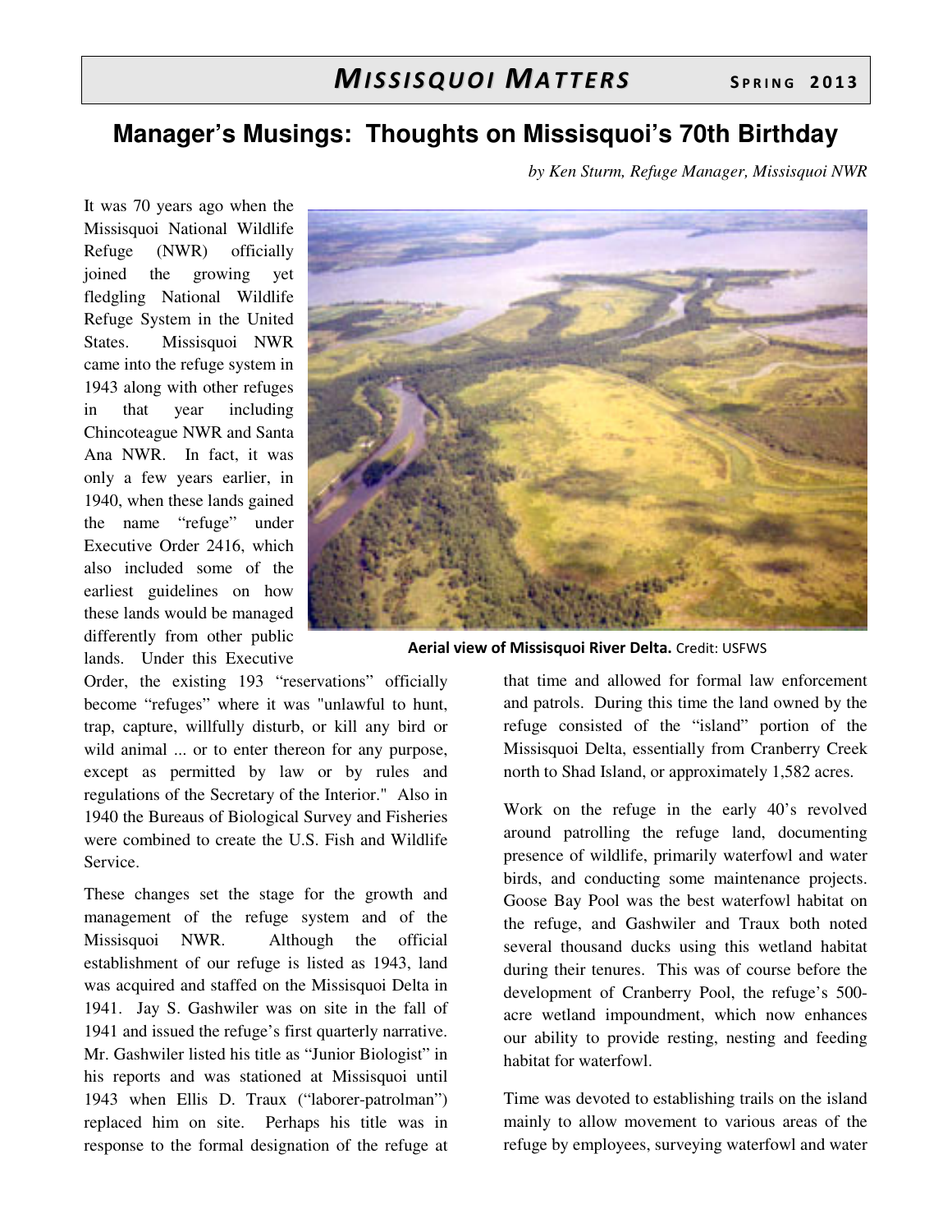# Manager's Musings: Thoughts on Missisquoi's 70th Birthday

*by Ken Sturm, Refuge Manager, Missisquoi NWR*

It was 70 years ago when the Missisquoi National Wildlife Refuge (NWR) officially joined the growing yet fledgling National Wildlife Refuge System in the United States. Missisquoi NWR came into the refuge system in 1943 along with other refuges in that year including Chincoteague NWR and Santa Ana NWR. In fact, it was only a few years earlier, in 1940, when these lands gained the name "refuge" under Executive Order 2416, which also included some of the earliest guidelines on how these lands would be managed differently from other public lands. Under this Executive Order, the existing 193 "reservations" officially become "refuges" where it was "unlawful to hunt, trap, capture, willfully disturb, or kill any bird or wild animal ... or to enter thereon for any purpose, except as permitted by law or by rules and regulations of the Secretary of the Interior." Also in 1940 the Bureaus of Biological Survey and Fisheries were combined to create the U.S. Fish and Wildlife Service.

**Aerial view of Missisquoi River Delta.** Credit: USFWS

These changes set the stage for the growth and management of the refuge system and of the Missisquoi NWR. Although the official establishment of our refuge is listed as 1943, land was acquired and staffed on the Missisquoi Delta in 1941. Jay S. Gashwiler was on site in the fall of 1941 and issued the refuge's first quarterly narrative. Mr. Gashwiler listed his title as "Junior Biologist" in his reports and was stationed at Missisquoi until 1943 when Ellis D. Traux ("laborer-patrolman") replaced him on site. Perhaps his title was in response to the formal designation of the refuge at that time and allowed for formal law enforcement and patrols. During this time the land owned by the refuge consisted of the "island" portion of the Missisquoi Delta, essentially from Cranberry Creek north to Shad Island, or approximately 1,582 acres.

Work on the refuge in the early 40's revolved around patrolling the refuge land, documenting presence of wildlife, primarily waterfowl and water birds, and conducting some maintenance projects. Goose Bay Pool was the best waterfowl habitat on the refuge, and Gashwiler and Traux both noted several thousand ducks using this wetland habitat during their tenures. This was of course before the development of Cranberry Pool, the refuge's 500-acre wetland impoundment, which now enhances our ability to provide resting, nesting and feeding habitat for waterfowl.

Time was devoted to establishing trails on the island mainly to allow movement to various areas of the refuge by employees, surveying waterfowl and water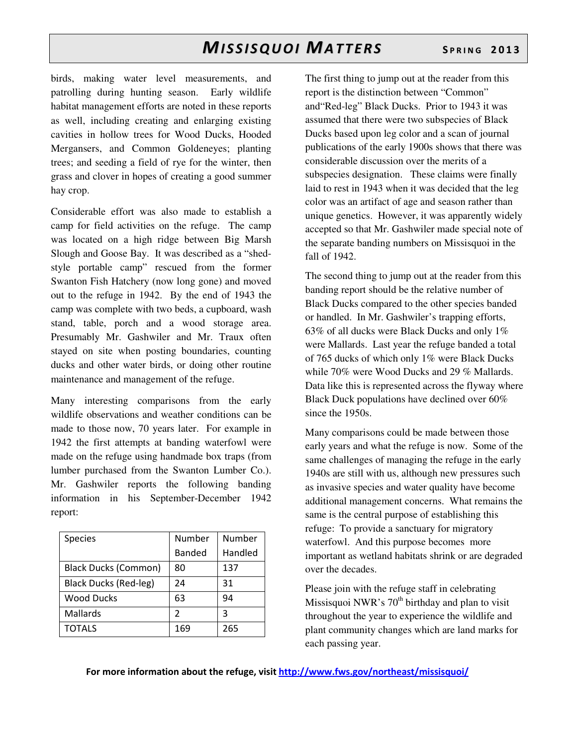birds, making water level measurements, and patrolling during hunting season. Early wildlife habitat management efforts are noted in these reports as well, including creating and enlarging existing cavities in hollow trees for Wood Ducks, Hooded Mergansers, and Common Goldeneyes; planting trees; and seeding a field of rye for the winter, then grass and clover in hopes of creating a good summer hay crop.

Considerable effort was also made to establish a camp for field activities on the refuge. The camp was located on a high ridge between Big Marsh Slough and Goose Bay. It was described as a "shed-style portable camp" rescued from the former Swanton Fish Hatchery (now long gone) and moved out to the refuge in 1942. By the end of 1943 the camp was complete with two beds, a cupboard, wash stand, table, porch and a wood storage area. Presumably Mr. Gashwiler and Mr. Traux often stayed on site when posting boundaries, counting ducks and other water birds, or doing other routine maintenance and management of the refuge.

Many interesting comparisons from the early wildlife observations and weather conditions can be made to those now, 70 years later. For example in 1942 the first attempts at banding waterfowl were made on the refuge using handmade box traps (from lumber purchased from the Swanton Lumber Co.). Mr. Gashwiler reports the following banding information in his September-December 1942 report:

| Species | Number Banded | Number Handled |
|---|---|---|
| Black Ducks (Common) | 80 | 137 |
| Black Ducks (Red-leg) | 24 | 31 |
| Wood Ducks | 63 | 94 |
| Mallards | 2 | 3 |
| TOTALS | 169 | 265 |

The first thing to jump out at the reader from this report is the distinction between "Common" and"Red-leg" Black Ducks. Prior to 1943 it was assumed that there were two subspecies of Black Ducks based upon leg color and a scan of journal publications of the early 1900s shows that there was considerable discussion over the merits of a subspecies designation. These claims were finally laid to rest in 1943 when it was decided that the leg color was an artifact of age and season rather than unique genetics. However, it was apparently widely accepted so that Mr. Gashwiler made special note of the separate banding numbers on Missisquoi in the fall of 1942.

The second thing to jump out at the reader from this banding report should be the relative number of Black Ducks compared to the other species banded or handled. In Mr. Gashwiler's trapping efforts, 63% of all ducks were Black Ducks and only 1% were Mallards. Last year the refuge banded a total of 765 ducks of which only 1% were Black Ducks while 70% were Wood Ducks and 29 % Mallards. Data like this is represented across the flyway where Black Duck populations have declined over 60% since the 1950s.

Many comparisons could be made between those early years and what the refuge is now. Some of the same challenges of managing the refuge in the early 1940s are still with us, although new pressures such as invasive species and water quality have become additional management concerns. What remains the same is the central purpose of establishing this refuge: To provide a sanctuary for migratory waterfowl. And this purpose becomes more important as wetland habitats shrink or are degraded over the decades.

Please join with the refuge staff in celebrating Missisquoi NWR's 70th birthday and plan to visit throughout the year to experience the wildlife and plant community changes which are land marks for each passing year.

**For more information about the refuge, visit [http://www.fws.gov/northeast/missisquoi/](http://www.fws.gov/northeast/missisquoi/)**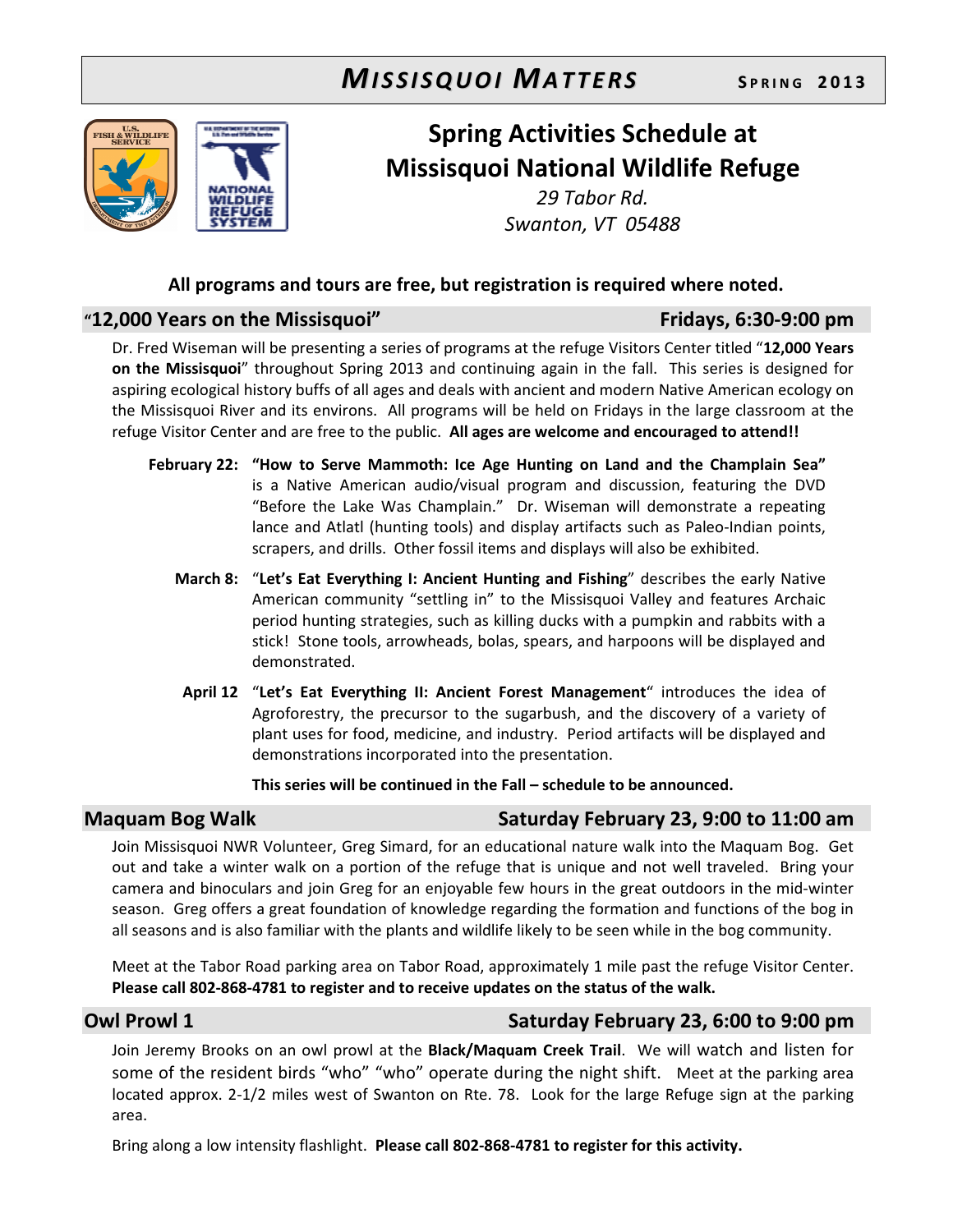# *MISSISQUOI MATTERS* SPRING 2013

## Spring Activities Schedule at Missisquoi National Wildlife Refuge

*29 Tabor Rd.*
*Swanton, VT 05488*

**All programs and tours are free, but registration is required where noted.**

## "12,000 Years on the Missisquoi" — Fridays, 6:30-9:00 pm

Dr. Fred Wiseman will be presenting a series of programs at the refuge Visitors Center titled "**12,000 Years on the Missisquoi**" throughout Spring 2013 and continuing again in the fall. This series is designed for aspiring ecological history buffs of all ages and deals with ancient and modern Native American ecology on the Missisquoi River and its environs. All programs will be held on Fridays in the large classroom at the refuge Visitor Center and are free to the public. **All ages are welcome and encouraged to attend!!**

**February 22:** **"How to Serve Mammoth: Ice Age Hunting on Land and the Champlain Sea"** is a Native American audio/visual program and discussion, featuring the DVD "Before the Lake Was Champlain." Dr. Wiseman will demonstrate a repeating lance and Atlatl (hunting tools) and display artifacts such as Paleo-Indian points, scrapers, and drills. Other fossil items and displays will also be exhibited.

**March 8:** "**Let's Eat Everything I: Ancient Hunting and Fishing**" describes the early Native American community "settling in" to the Missisquoi Valley and features Archaic period hunting strategies, such as killing ducks with a pumpkin and rabbits with a stick! Stone tools, arrowheads, bolas, spears, and harpoons will be displayed and demonstrated.

**April 12** "**Let's Eat Everything II: Ancient Forest Management**" introduces the idea of Agroforestry, the precursor to the sugarbush, and the discovery of a variety of plant uses for food, medicine, and industry. Period artifacts will be displayed and demonstrations incorporated into the presentation.

**This series will be continued in the Fall – schedule to be announced.**

## Maquam Bog Walk — Saturday February 23, 9:00 to 11:00 am

Join Missisquoi NWR Volunteer, Greg Simard, for an educational nature walk into the Maquam Bog. Get out and take a winter walk on a portion of the refuge that is unique and not well traveled. Bring your camera and binoculars and join Greg for an enjoyable few hours in the great outdoors in the mid-winter season. Greg offers a great foundation of knowledge regarding the formation and functions of the bog in all seasons and is also familiar with the plants and wildlife likely to be seen while in the bog community.

Meet at the Tabor Road parking area on Tabor Road, approximately 1 mile past the refuge Visitor Center. **Please call 802-868-4781 to register and to receive updates on the status of the walk.**

## Owl Prowl 1 — Saturday February 23, 6:00 to 9:00 pm

Join Jeremy Brooks on an owl prowl at the **Black/Maquam Creek Trail**. We will watch and listen for some of the resident birds "who" "who" operate during the night shift. Meet at the parking area located approx. 2-1/2 miles west of Swanton on Rte. 78. Look for the large Refuge sign at the parking area.

Bring along a low intensity flashlight. **Please call 802-868-4781 to register for this activity.**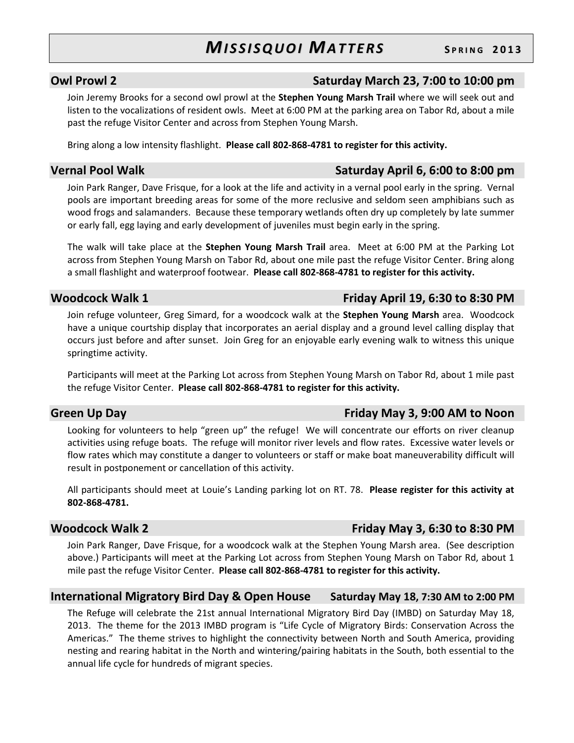## Owl Prowl 2 — Saturday March 23, 7:00 to 10:00 pm

Join Jeremy Brooks for a second owl prowl at the **Stephen Young Marsh Trail** where we will seek out and listen to the vocalizations of resident owls. Meet at 6:00 PM at the parking area on Tabor Rd, about a mile past the refuge Visitor Center and across from Stephen Young Marsh.

Bring along a low intensity flashlight. **Please call 802-868-4781 to register for this activity.**

## Vernal Pool Walk — Saturday April 6, 6:00 to 8:00 pm

Join Park Ranger, Dave Frisque, for a look at the life and activity in a vernal pool early in the spring. Vernal pools are important breeding areas for some of the more reclusive and seldom seen amphibians such as wood frogs and salamanders. Because these temporary wetlands often dry up completely by late summer or early fall, egg laying and early development of juveniles must begin early in the spring.

The walk will take place at the **Stephen Young Marsh Trail** area. Meet at 6:00 PM at the Parking Lot across from Stephen Young Marsh on Tabor Rd, about one mile past the refuge Visitor Center. Bring along a small flashlight and waterproof footwear. **Please call 802-868-4781 to register for this activity.**

## Woodcock Walk 1 — Friday April 19, 6:30 to 8:30 PM

Join refuge volunteer, Greg Simard, for a woodcock walk at the **Stephen Young Marsh** area. Woodcock have a unique courtship display that incorporates an aerial display and a ground level calling display that occurs just before and after sunset. Join Greg for an enjoyable early evening walk to witness this unique springtime activity.

Participants will meet at the Parking Lot across from Stephen Young Marsh on Tabor Rd, about 1 mile past the refuge Visitor Center. **Please call 802-868-4781 to register for this activity.**

## Green Up Day — Friday May 3, 9:00 AM to Noon

Looking for volunteers to help "green up" the refuge! We will concentrate our efforts on river cleanup activities using refuge boats. The refuge will monitor river levels and flow rates. Excessive water levels or flow rates which may constitute a danger to volunteers or staff or make boat maneuverability difficult will result in postponement or cancellation of this activity.

All participants should meet at Louie's Landing parking lot on RT. 78. **Please register for this activity at 802-868-4781.**

## Woodcock Walk 2 — Friday May 3, 6:30 to 8:30 PM

Join Park Ranger, Dave Frisque, for a woodcock walk at the Stephen Young Marsh area. (See description above.) Participants will meet at the Parking Lot across from Stephen Young Marsh on Tabor Rd, about 1 mile past the refuge Visitor Center. **Please call 802-868-4781 to register for this activity.**

## International Migratory Bird Day & Open House — Saturday May 18, 7:30 AM to 2:00 PM

The Refuge will celebrate the 21st annual International Migratory Bird Day (IMBD) on Saturday May 18, 2013. The theme for the 2013 IMBD program is "Life Cycle of Migratory Birds: Conservation Across the Americas." The theme strives to highlight the connectivity between North and South America, providing nesting and rearing habitat in the North and wintering/pairing habitats in the South, both essential to the annual life cycle for hundreds of migrant species.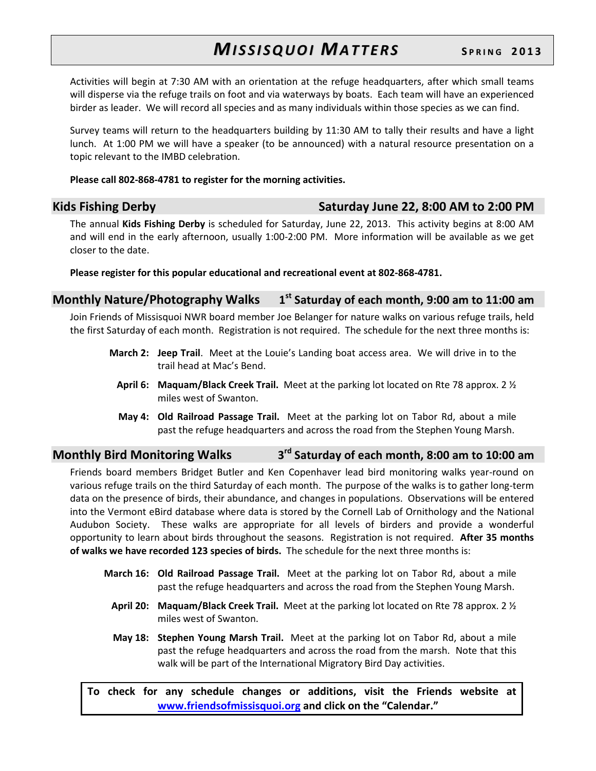Activities will begin at 7:30 AM with an orientation at the refuge headquarters, after which small teams will disperse via the refuge trails on foot and via waterways by boats. Each team will have an experienced birder as leader. We will record all species and as many individuals within those species as we can find.

Survey teams will return to the headquarters building by 11:30 AM to tally their results and have a light lunch. At 1:00 PM we will have a speaker (to be announced) with a natural resource presentation on a topic relevant to the IMBD celebration.

**Please call 802-868-4781 to register for the morning activities.**

## Kids Fishing Derby — Saturday June 22, 8:00 AM to 2:00 PM

The annual **Kids Fishing Derby** is scheduled for Saturday, June 22, 2013. This activity begins at 8:00 AM and will end in the early afternoon, usually 1:00-2:00 PM. More information will be available as we get closer to the date.

**Please register for this popular educational and recreational event at 802-868-4781.**

## Monthly Nature/Photography Walks — 1st Saturday of each month, 9:00 am to 11:00 am

Join Friends of Missisquoi NWR board member Joe Belanger for nature walks on various refuge trails, held the first Saturday of each month. Registration is not required. The schedule for the next three months is:

- **March 2:** **Jeep Trail**. Meet at the Louie's Landing boat access area. We will drive in to the trail head at Mac's Bend.
- **April 6:** **Maquam/Black Creek Trail.** Meet at the parking lot located on Rte 78 approx. 2 ½ miles west of Swanton.
- **May 4:** **Old Railroad Passage Trail.** Meet at the parking lot on Tabor Rd, about a mile past the refuge headquarters and across the road from the Stephen Young Marsh.

## Monthly Bird Monitoring Walks — 3rd Saturday of each month, 8:00 am to 10:00 am

Friends board members Bridget Butler and Ken Copenhaver lead bird monitoring walks year-round on various refuge trails on the third Saturday of each month. The purpose of the walks is to gather long-term data on the presence of birds, their abundance, and changes in populations. Observations will be entered into the Vermont eBird database where data is stored by the Cornell Lab of Ornithology and the National Audubon Society. These walks are appropriate for all levels of birders and provide a wonderful opportunity to learn about birds throughout the seasons. Registration is not required. **After 35 months of walks we have recorded 123 species of birds.** The schedule for the next three months is:

- **March 16:** **Old Railroad Passage Trail.** Meet at the parking lot on Tabor Rd, about a mile past the refuge headquarters and across the road from the Stephen Young Marsh.
- **April 20:** **Maquam/Black Creek Trail.** Meet at the parking lot located on Rte 78 approx. 2 ½ miles west of Swanton.
- **May 18:** **Stephen Young Marsh Trail.** Meet at the parking lot on Tabor Rd, about a mile past the refuge headquarters and across the road from the marsh. Note that this walk will be part of the International Migratory Bird Day activities.

**To check for any schedule changes or additions, visit the Friends website at www.friendsofmissisquoi.org and click on the "Calendar."**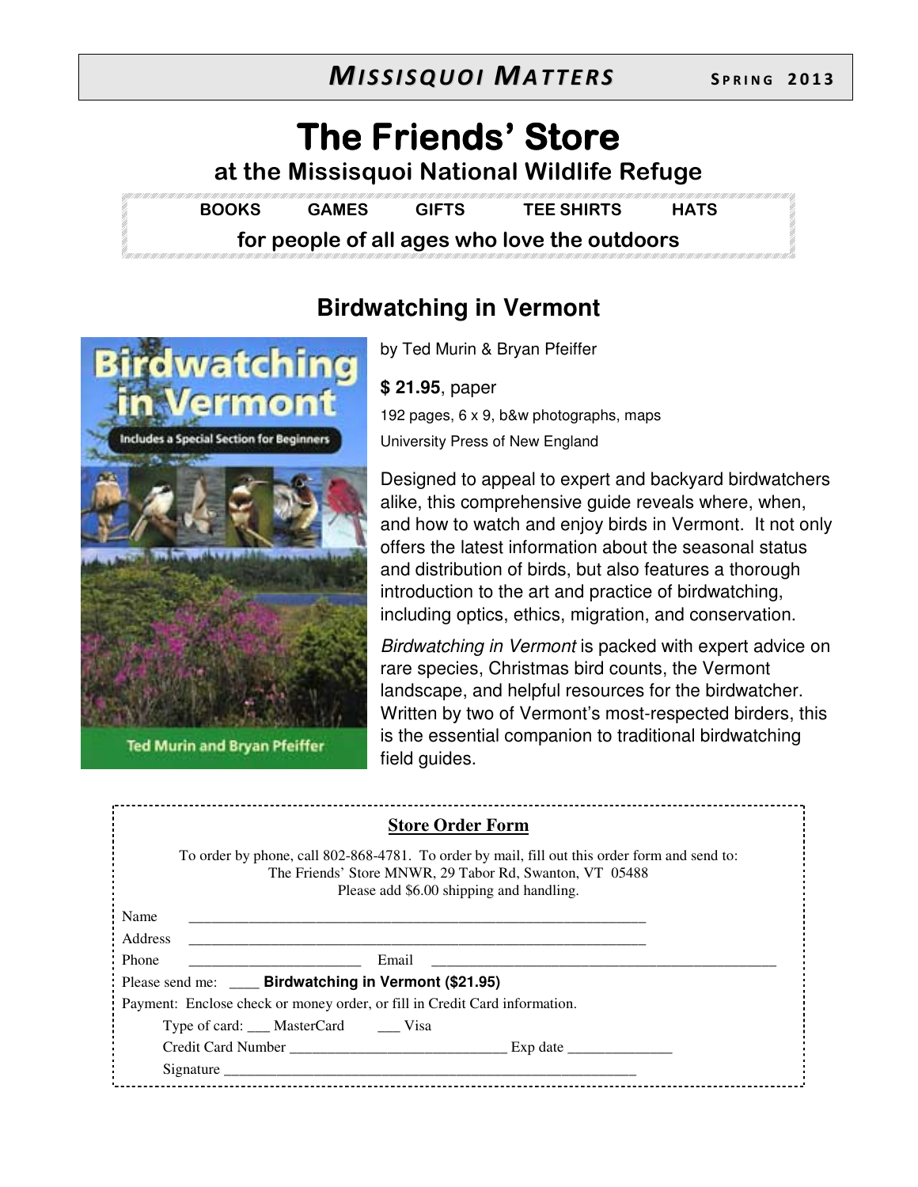# The Friends' Store

## at the Missisquoi National Wildlife Refuge

**BOOKS GAMES GIFTS TEE SHIRTS HATS**

**for people of all ages who love the outdoors**

## Birdwatching in Vermont

by Ted Murin & Bryan Pfeiffer

**$ 21.95**, paper

192 pages, 6 x 9, b&w photographs, maps

University Press of New England

Designed to appeal to expert and backyard birdwatchers alike, this comprehensive guide reveals where, when, and how to watch and enjoy birds in Vermont. It not only offers the latest information about the seasonal status and distribution of birds, but also features a thorough introduction to the art and practice of birdwatching, including optics, ethics, migration, and conservation.

*Birdwatching in Vermont* is packed with expert advice on rare species, Christmas bird counts, the Vermont landscape, and helpful resources for the birdwatcher. Written by two of Vermont's most-respected birders, this is the essential companion to traditional birdwatching field guides.

---

**Store Order Form**

To order by phone, call 802-868-4781. To order by mail, fill out this order form and send to:
The Friends' Store MNWR, 29 Tabor Rd, Swanton, VT 05488
Please add $6.00 shipping and handling.

Name ____________________________________________

Address ____________________________________________

Phone ______________________ Email ____________________________________________

Please send me: ____ **Birdwatching in Vermont ($21.95)**

Payment: Enclose check or money order, or fill in Credit Card information.

Type of card: ___ MasterCard ___ Visa

Credit Card Number ____________________________ Exp date ______________

Signature ____________________________________________